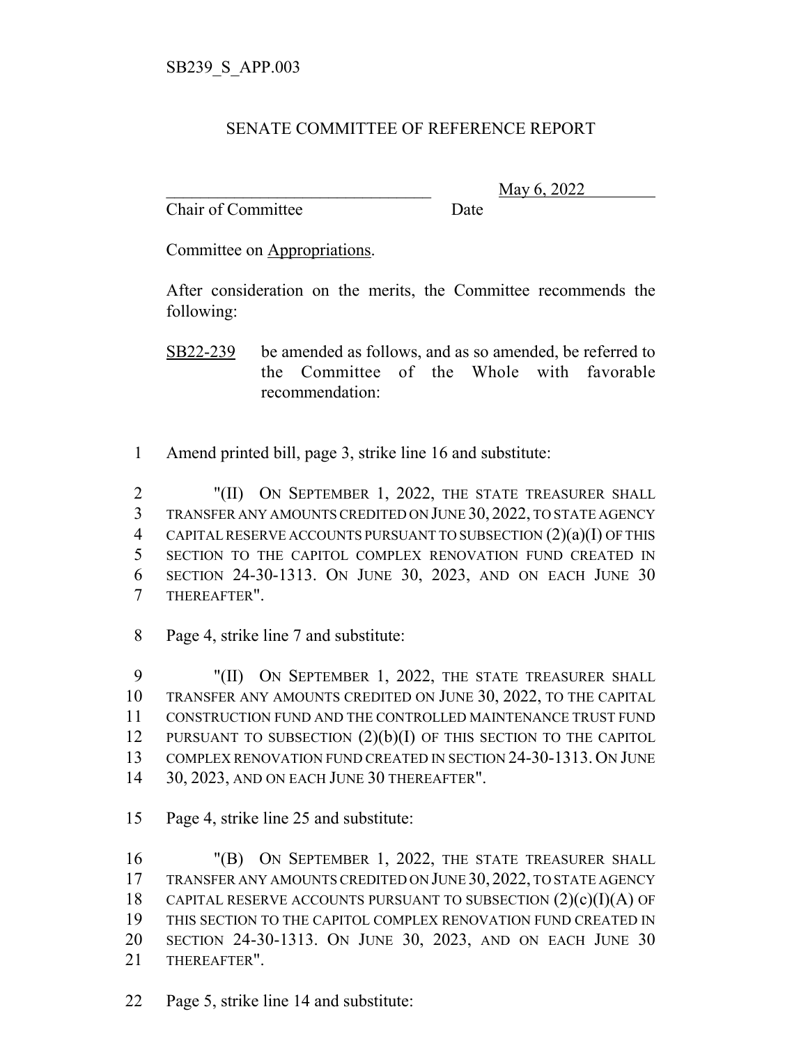SB239_S_APP.003

## SENATE COMMITTEE OF REFERENCE REPORT

_______________________________ May 6, 2022
Chair of Committee Date

Committee on Appropriations.

After consideration on the merits, the Committee recommends the following:

SB22-239 be amended as follows, and as so amended, be referred to the Committee of the Whole with favorable recommendation:

1 Amend printed bill, page 3, strike line 16 and substitute:

2 "(II) ON SEPTEMBER 1, 2022, THE STATE TREASURER SHALL
3 TRANSFER ANY AMOUNTS CREDITED ON JUNE 30, 2022, TO STATE AGENCY
4 CAPITAL RESERVE ACCOUNTS PURSUANT TO SUBSECTION (2)(a)(I) OF THIS
5 SECTION TO THE CAPITOL COMPLEX RENOVATION FUND CREATED IN
6 SECTION 24-30-1313. ON JUNE 30, 2023, AND ON EACH JUNE 30
7 THEREAFTER".

8 Page 4, strike line 7 and substitute:

9 "(II) ON SEPTEMBER 1, 2022, THE STATE TREASURER SHALL
10 TRANSFER ANY AMOUNTS CREDITED ON JUNE 30, 2022, TO THE CAPITAL
11 CONSTRUCTION FUND AND THE CONTROLLED MAINTENANCE TRUST FUND
12 PURSUANT TO SUBSECTION (2)(b)(I) OF THIS SECTION TO THE CAPITOL
13 COMPLEX RENOVATION FUND CREATED IN SECTION 24-30-1313. ON JUNE
14 30, 2023, AND ON EACH JUNE 30 THEREAFTER".

15 Page 4, strike line 25 and substitute:

16 "(B) ON SEPTEMBER 1, 2022, THE STATE TREASURER SHALL
17 TRANSFER ANY AMOUNTS CREDITED ON JUNE 30, 2022, TO STATE AGENCY
18 CAPITAL RESERVE ACCOUNTS PURSUANT TO SUBSECTION (2)(c)(I)(A) OF
19 THIS SECTION TO THE CAPITOL COMPLEX RENOVATION FUND CREATED IN
20 SECTION 24-30-1313. ON JUNE 30, 2023, AND ON EACH JUNE 30
21 THEREAFTER".

22 Page 5, strike line 14 and substitute: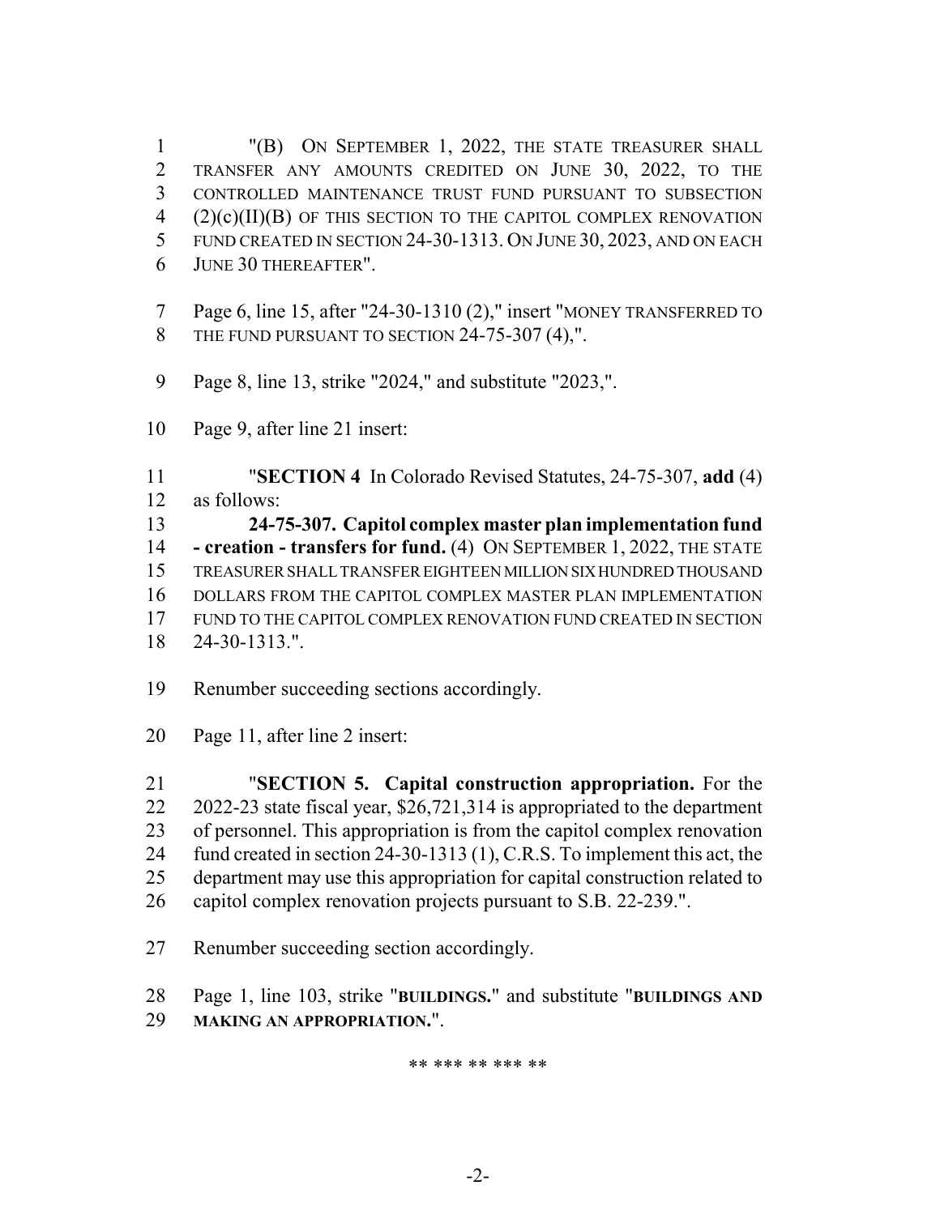"(B) ON SEPTEMBER 1, 2022, THE STATE TREASURER SHALL TRANSFER ANY AMOUNTS CREDITED ON JUNE 30, 2022, TO THE CONTROLLED MAINTENANCE TRUST FUND PURSUANT TO SUBSECTION (2)(c)(II)(B) OF THIS SECTION TO THE CAPITOL COMPLEX RENOVATION FUND CREATED IN SECTION 24-30-1313. ON JUNE 30, 2023, AND ON EACH JUNE 30 THEREAFTER".

Page 6, line 15, after "24-30-1310 (2)," insert "MONEY TRANSFERRED TO THE FUND PURSUANT TO SECTION 24-75-307 (4),".

Page 8, line 13, strike "2024," and substitute "2023,".

Page 9, after line 21 insert:

"**SECTION 4** In Colorado Revised Statutes, 24-75-307, **add** (4) as follows:

**24-75-307. Capitol complex master plan implementation fund - creation - transfers for fund.** (4) ON SEPTEMBER 1, 2022, THE STATE TREASURER SHALL TRANSFER EIGHTEEN MILLION SIX HUNDRED THOUSAND DOLLARS FROM THE CAPITOL COMPLEX MASTER PLAN IMPLEMENTATION FUND TO THE CAPITOL COMPLEX RENOVATION FUND CREATED IN SECTION 24-30-1313.".

Renumber succeeding sections accordingly.

Page 11, after line 2 insert:

"**SECTION 5. Capital construction appropriation.** For the 2022-23 state fiscal year, $26,721,314 is appropriated to the department of personnel. This appropriation is from the capitol complex renovation fund created in section 24-30-1313 (1), C.R.S. To implement this act, the department may use this appropriation for capital construction related to capitol complex renovation projects pursuant to S.B. 22-239.".

Renumber succeeding section accordingly.

Page 1, line 103, strike "**BUILDINGS.**" and substitute "**BUILDINGS AND MAKING AN APPROPRIATION.**".

** *** ** *** **